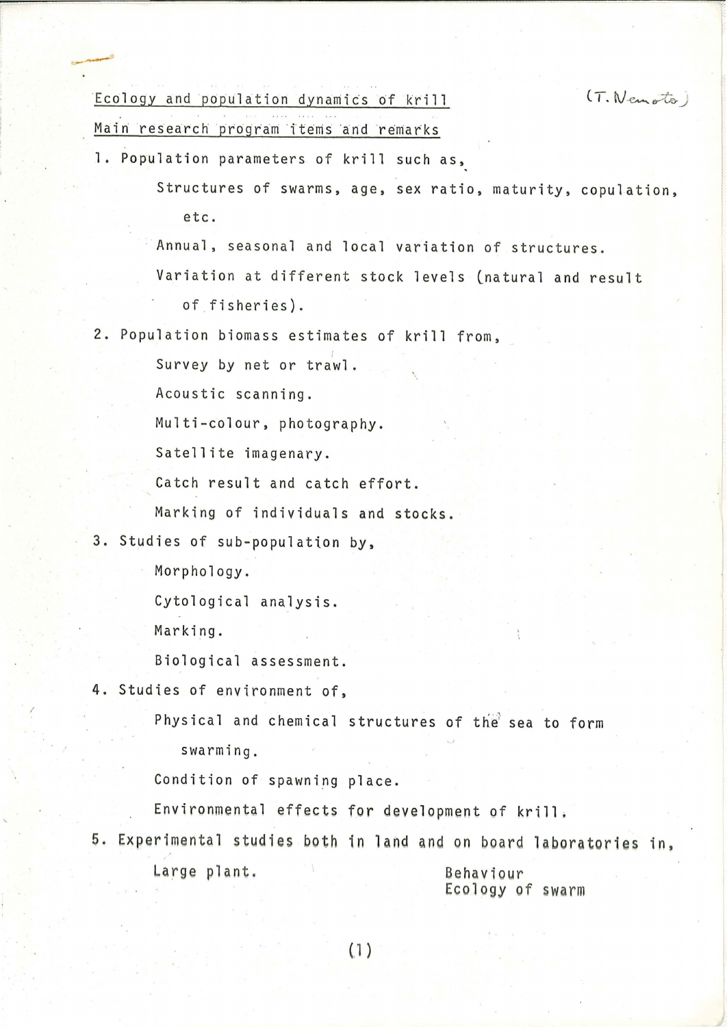Ecology and population dynamics of krill (T. Nemoto)

Main research program items and remarks

1. Population parameters of krill such as,

    Structures of swarms, age, sex ratio, maturity, copulation, etc.

    Annual, seasonal and local variation of structures.

    Variation at different stock levels (natural and result of fisheries).

2. Population biomass estimates of krill from,

    Survey by net or trawl.

    Acoustic scanning.

    Multi-colour, photography.

    Satellite imagenary.

    Catch result and catch effort.

    Marking of individuals and stocks.

3. Studies of sub-population by,

    Morphology.

    Cytological analysis.

    Marking.

    Biological assessment.

4. Studies of environment of,

    Physical and chemical structures of the sea to form swarming.

    Condition of spawning place.

    Environmental effects for development of krill.

5. Experimental studies both in land and on board laboratories in,

    Large plant. Behaviour
    Ecology of swarm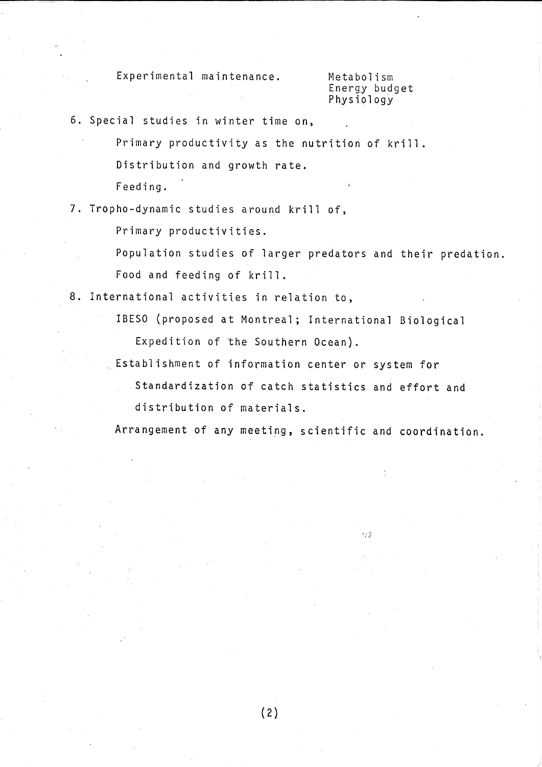Experimental maintenance. Metabolism
Energy budget
Physiology

6. Special studies in winter time on,

   Primary productivity as the nutrition of krill.

   Distribution and growth rate.

   Feeding.

7. Tropho-dynamic studies around krill of,

   Primary productivities.

   Population studies of larger predators and their predation.

   Food and feeding of krill.

8. International activities in relation to,

   IBESO (proposed at Montreal; International Biological Expedition of the Southern Ocean).

   Establishment of information center or system for Standardization of catch statistics and effort and distribution of materials.

   Arrangement of any meeting, scientific and coordination.